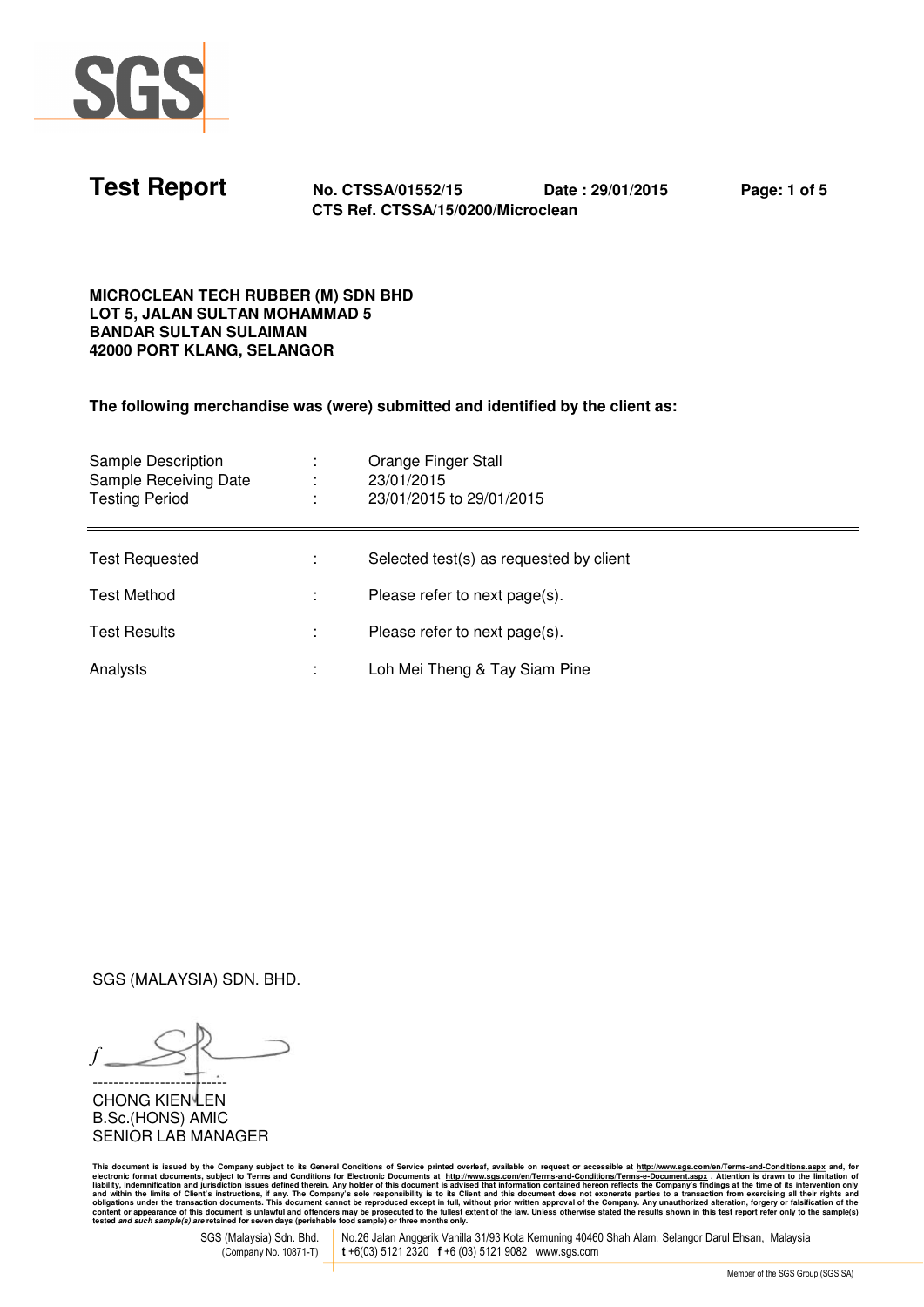# Test Report

**No. CTSSA/01552/15** **Date : 29/01/2015**
**CTS Ref. CTSSA/15/0200/Microclean**

**MICROCLEAN TECH RUBBER (M) SDN BHD**
**LOT 5, JALAN SULTAN MOHAMMAD 5**
**BANDAR SULTAN SULAIMAN**
**42000 PORT KLANG, SELANGOR**

**The following merchandise was (were) submitted and identified by the client as:**

| | | |
|---|---|---|
| Sample Description | : | Orange Finger Stall |
| Sample Receiving Date | : | 23/01/2015 |
| Testing Period | : | 23/01/2015 to 29/01/2015 |

---

| | | |
|---|---|---|
| Test Requested | : | Selected test(s) as requested by client |
| Test Method | : | Please refer to next page(s). |
| Test Results | : | Please refer to next page(s). |
| Analysts | : | Loh Mei Theng & Tay Siam Pine |

SGS (MALAYSIA) SDN. BHD.

-------------------------
CHONG KIEN LEN
B.Sc.(HONS) AMIC
SENIOR LAB MANAGER

This document is issued by the Company subject to its General Conditions of Service printed overleaf, available on request or accessible at http://www.sgs.com/en/Terms-and-Conditions.aspx and, for electronic format documents, subject to Terms and Conditions for Electronic Documents at http://www.sgs.com/en/Terms-and-Conditions/Terms-e-Document.aspx . Attention is drawn to the limitation of liability, indemnification and jurisdiction issues defined therein. Any holder of this document is advised that information contained hereon reflects the Company's findings at the time of its intervention only and within the limits of Client's instructions, if any. The Company's sole responsibility is to its Client and this document does not exonerate parties to a transaction from exercising all their rights and obligations under the transaction documents. This document cannot be reproduced except in full, without prior written approval of the Company. Any unauthorized alteration, forgery or falsification of the content or appearance of this document is unlawful and offenders may be prosecuted to the fullest extent of the law. Unless otherwise stated the results shown in this test report refer only to the sample(s) tested *and such sample(s) are* retained for seven days (perishable food sample) or three months only.

SGS (Malaysia) Sdn. Bhd. (Company No. 10871-T) | No.26 Jalan Anggerik Vanilla 31/93 Kota Kemuning 40460 Shah Alam, Selangor Darul Ehsan, Malaysia **t** +6(03) 5121 2320 **f** +6 (03) 5121 9082 www.sgs.com

Member of the SGS Group (SGS SA)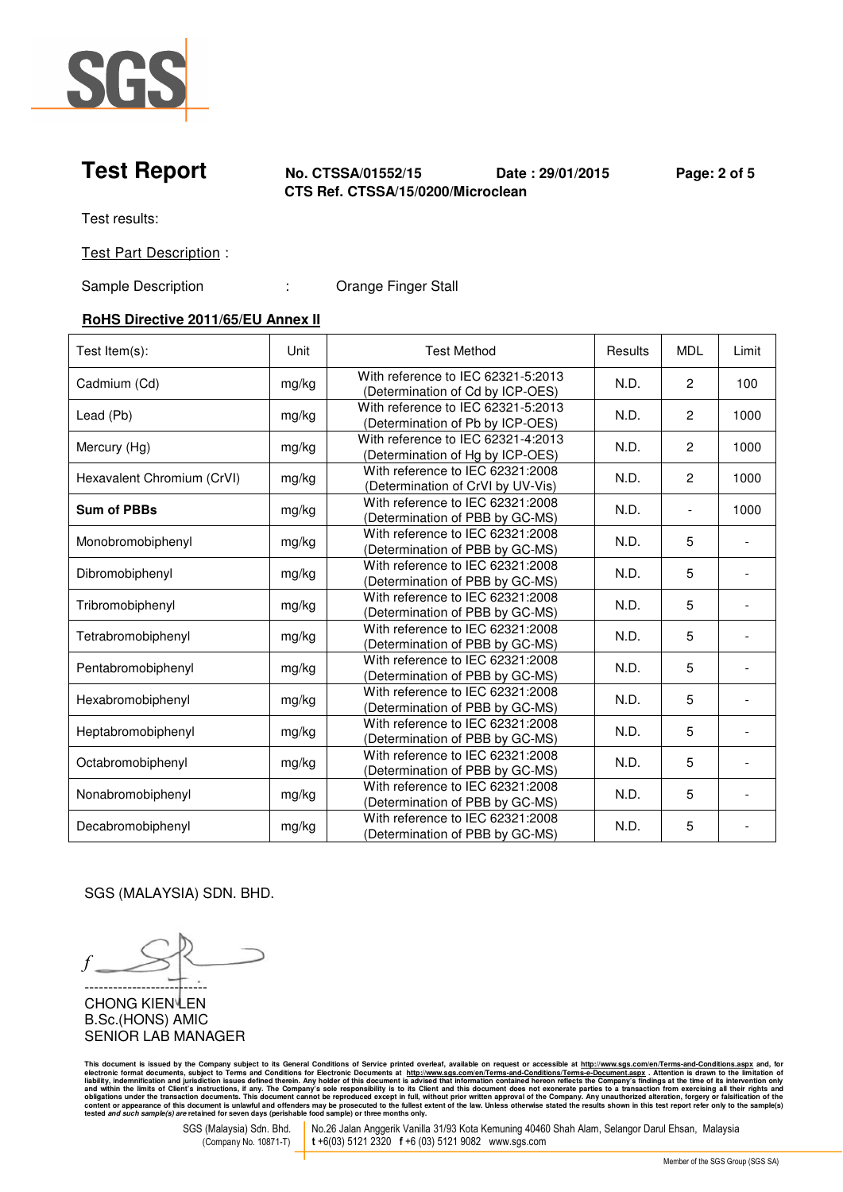# Test Report

**No. CTSSA/01552/15** **Date : 29/01/2015**
**CTS Ref. CTSSA/15/0200/Microclean**

Test results:

Test Part Description :

Sample Description : Orange Finger Stall

**RoHS Directive 2011/65/EU Annex II**

| Test Item(s): | Unit | Test Method | Results | MDL | Limit |
|---|---|---|---|---|---|
| Cadmium (Cd) | mg/kg | With reference to IEC 62321-5:2013 (Determination of Cd by ICP-OES) | N.D. | 2 | 100 |
| Lead (Pb) | mg/kg | With reference to IEC 62321-5:2013 (Determination of Pb by ICP-OES) | N.D. | 2 | 1000 |
| Mercury (Hg) | mg/kg | With reference to IEC 62321-4:2013 (Determination of Hg by ICP-OES) | N.D. | 2 | 1000 |
| Hexavalent Chromium (CrVI) | mg/kg | With reference to IEC 62321:2008 (Determination of CrVI by UV-Vis) | N.D. | 2 | 1000 |
| **Sum of PBBs** | mg/kg | With reference to IEC 62321:2008 (Determination of PBB by GC-MS) | N.D. | - | 1000 |
| Monobromobiphenyl | mg/kg | With reference to IEC 62321:2008 (Determination of PBB by GC-MS) | N.D. | 5 | - |
| Dibromobiphenyl | mg/kg | With reference to IEC 62321:2008 (Determination of PBB by GC-MS) | N.D. | 5 | - |
| Tribromobiphenyl | mg/kg | With reference to IEC 62321:2008 (Determination of PBB by GC-MS) | N.D. | 5 | - |
| Tetrabromobiphenyl | mg/kg | With reference to IEC 62321:2008 (Determination of PBB by GC-MS) | N.D. | 5 | - |
| Pentabromobiphenyl | mg/kg | With reference to IEC 62321:2008 (Determination of PBB by GC-MS) | N.D. | 5 | - |
| Hexabromobiphenyl | mg/kg | With reference to IEC 62321:2008 (Determination of PBB by GC-MS) | N.D. | 5 | - |
| Heptabromobiphenyl | mg/kg | With reference to IEC 62321:2008 (Determination of PBB by GC-MS) | N.D. | 5 | - |
| Octabromobiphenyl | mg/kg | With reference to IEC 62321:2008 (Determination of PBB by GC-MS) | N.D. | 5 | - |
| Nonabromobiphenyl | mg/kg | With reference to IEC 62321:2008 (Determination of PBB by GC-MS) | N.D. | 5 | - |
| Decabromobiphenyl | mg/kg | With reference to IEC 62321:2008 (Determination of PBB by GC-MS) | N.D. | 5 | - |

SGS (MALAYSIA) SDN. BHD.

CHONG KIEN LEN
B.Sc.(HONS) AMIC
SENIOR LAB MANAGER

This document is issued by the Company subject to its General Conditions of Service printed overleaf, available on request or accessible at http://www.sgs.com/en/Terms-and-Conditions.aspx and, for electronic format documents, subject to Terms and Conditions for Electronic Documents at http://www.sgs.com/en/Terms-and-Conditions/Terms-e-Document.aspx . Attention is drawn to the limitation of liability, indemnification and jurisdiction issues defined therein. Any holder of this document is advised that information contained hereon reflects the Company's findings at the time of its intervention only and within the limits of Client's instructions, if any. The Company's sole responsibility is to its Client and this document does not exonerate parties to a transaction from exercising all their rights and obligations under the transaction documents. This document cannot be reproduced except in full, without prior written approval of the Company. Any unauthorized alteration, forgery or falsification of the content or appearance of this document is unlawful and offenders may be prosecuted to the fullest extent of the law. Unless otherwise stated the results shown in this test report refer only to the sample(s) tested *and such sample(s) are* retained for seven days (perishable food sample) or three months only.

SGS (Malaysia) Sdn. Bhd. (Company No. 10871-T) | No.26 Jalan Anggerik Vanilla 31/93 Kota Kemuning 40460 Shah Alam, Selangor Darul Ehsan, Malaysia t +6(03) 5121 2320 f +6 (03) 5121 9082 www.sgs.com

Member of the SGS Group (SGS SA)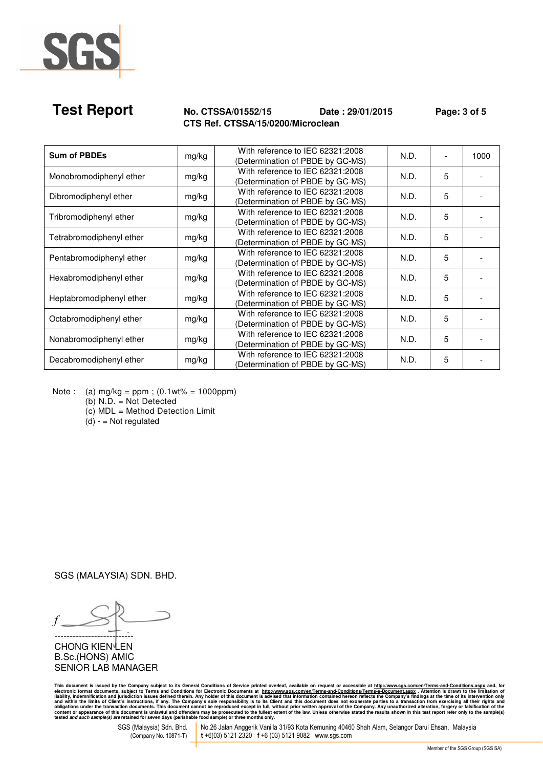**Test Report** **No. CTSSA/01552/15** **Date : 29/01/2015**

**CTS Ref. CTSSA/15/0200/Microclean**

| **Sum of PBDEs** | mg/kg | With reference to IEC 62321:2008 (Determination of PBDE by GC-MS) | N.D. | - | 1000 |
|---|---|---|---|---|---|
| Monobromodiphenyl ether | mg/kg | With reference to IEC 62321:2008 (Determination of PBDE by GC-MS) | N.D. | 5 | - |
| Dibromodiphenyl ether | mg/kg | With reference to IEC 62321:2008 (Determination of PBDE by GC-MS) | N.D. | 5 | - |
| Tribromodiphenyl ether | mg/kg | With reference to IEC 62321:2008 (Determination of PBDE by GC-MS) | N.D. | 5 | - |
| Tetrabromodiphenyl ether | mg/kg | With reference to IEC 62321:2008 (Determination of PBDE by GC-MS) | N.D. | 5 | - |
| Pentabromodiphenyl ether | mg/kg | With reference to IEC 62321:2008 (Determination of PBDE by GC-MS) | N.D. | 5 | - |
| Hexabromodiphenyl ether | mg/kg | With reference to IEC 62321:2008 (Determination of PBDE by GC-MS) | N.D. | 5 | - |
| Heptabromodiphenyl ether | mg/kg | With reference to IEC 62321:2008 (Determination of PBDE by GC-MS) | N.D. | 5 | - |
| Octabromodiphenyl ether | mg/kg | With reference to IEC 62321:2008 (Determination of PBDE by GC-MS) | N.D. | 5 | - |
| Nonabromodiphenyl ether | mg/kg | With reference to IEC 62321:2008 (Determination of PBDE by GC-MS) | N.D. | 5 | - |
| Decabromodiphenyl ether | mg/kg | With reference to IEC 62321:2008 (Determination of PBDE by GC-MS) | N.D. | 5 | - |

Note :
(a) mg/kg = ppm ; (0.1wt% = 1000ppm)
(b) N.D. = Not Detected
(c) MDL = Method Detection Limit
(d) - = Not regulated

SGS (MALAYSIA) SDN. BHD.

CHONG KIEN LEN
B.Sc.(HONS) AMIC
SENIOR LAB MANAGER

This document is issued by the Company subject to its General Conditions of Service printed overleaf, available on request or accessible at http://www.sgs.com/en/Terms-and-Conditions.aspx and, for electronic format documents, subject to Terms and Conditions for Electronic Documents at http://www.sgs.com/en/Terms-and-Conditions/Terms-e-Document.aspx . Attention is drawn to the limitation of liability, indemnification and jurisdiction issues defined therein. Any holder of this document is advised that information contained hereon reflects the Company's findings at the time of its intervention only and within the limits of Client's instructions, if any. The Company's sole responsibility is to its Client and this document does not exonerate parties to a transaction from exercising all their rights and obligations under the transaction documents. This document cannot be reproduced except in full, without prior written approval of the Company. Any unauthorized alteration, forgery or falsification of the content or appearance of this document is unlawful and offenders may be prosecuted to the fullest extent of the law. Unless otherwise stated the results shown in this test report refer only to the sample(s) tested *and such sample(s) are* retained for seven days (perishable food sample) or three months only.

SGS (Malaysia) Sdn. Bhd. (Company No. 10871-T) | No.26 Jalan Anggerik Vanilla 31/93 Kota Kemuning 40460 Shah Alam, Selangor Darul Ehsan, Malaysia t +6(03) 5121 2320 f +6 (03) 5121 9082 www.sgs.com

Member of the SGS Group (SGS SA)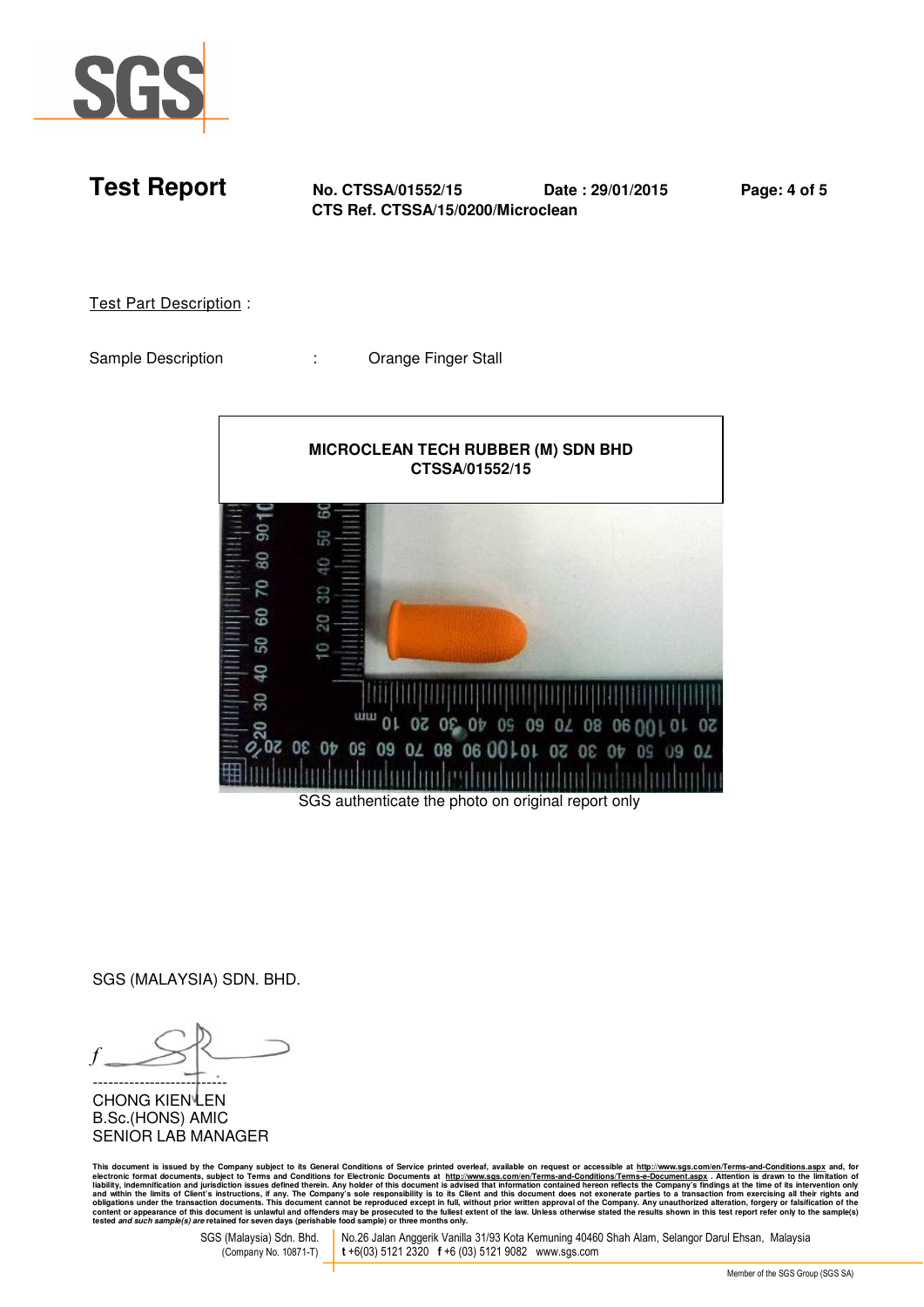# Test Report

**No. CTSSA/01552/15** **Date : 29/01/2015**
**CTS Ref. CTSSA/15/0200/Microclean**

Test Part Description :

Sample Description : Orange Finger Stall

**MICROCLEAN TECH RUBBER (M) SDN BHD**
**CTSSA/01552/15**

SGS authenticate the photo on original report only

SGS (MALAYSIA) SDN. BHD.

CHONG KIEN LEN
B.Sc.(HONS) AMIC
SENIOR LAB MANAGER

This document is issued by the Company subject to its General Conditions of Service printed overleaf, available on request or accessible at http://www.sgs.com/en/Terms-and-Conditions.aspx and, for electronic format documents, subject to Terms and Conditions for Electronic Documents at http://www.sgs.com/en/Terms-and-Conditions/Terms-e-Document.aspx . Attention is drawn to the limitation of liability, indemnification and jurisdiction issues defined therein. Any holder of this document is advised that information contained hereon reflects the Company's findings at the time of its intervention only and within the limits of Client's instructions, if any. The Company's sole responsibility is to its Client and this document does not exonerate parties to a transaction from exercising all their rights and obligations under the transaction documents. This document cannot be reproduced except in full, without prior written approval of the Company. Any unauthorized alteration, forgery or falsification of the content or appearance of this document is unlawful and offenders may be prosecuted to the fullest extent of the law. Unless otherwise stated the results shown in this test report refer only to the sample(s) tested *and such sample(s) are* retained for seven days (perishable food sample) or three months only.

SGS (Malaysia) Sdn. Bhd. (Company No. 10871-T) | No.26 Jalan Anggerik Vanilla 31/93 Kota Kemuning 40460 Shah Alam, Selangor Darul Ehsan, Malaysia
t +6(03) 5121 2320 f +6 (03) 5121 9082 www.sgs.com

Member of the SGS Group (SGS SA)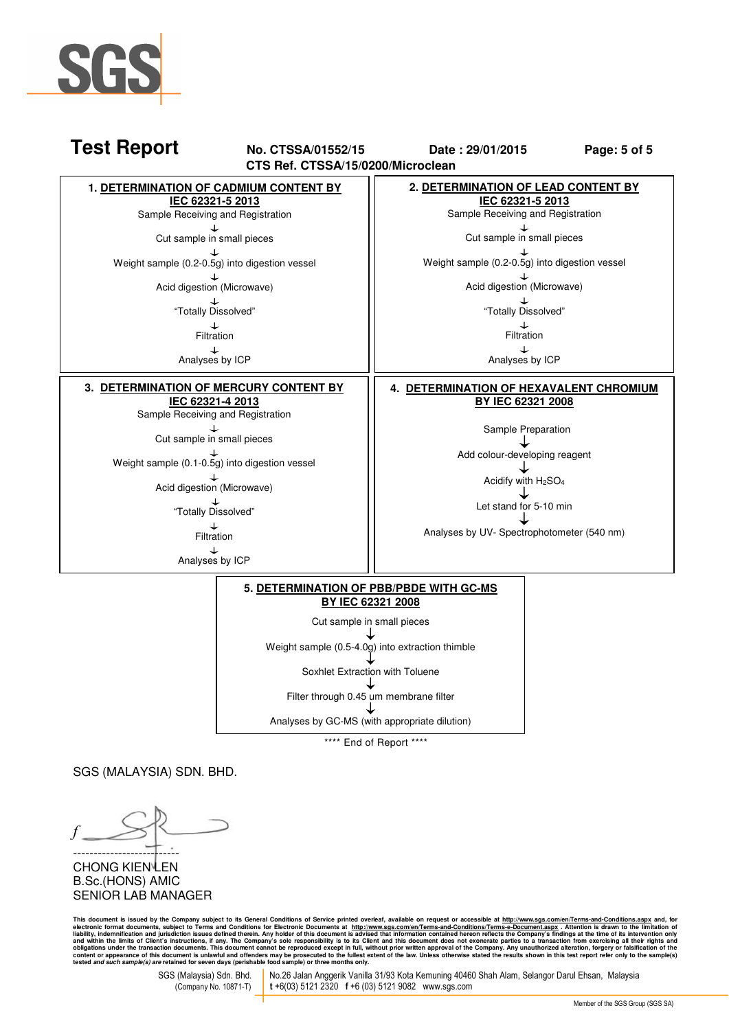# Test Report

**No. CTSSA/01552/15** **Date : 29/01/2015**
**CTS Ref. CTSSA/15/0200/Microclean**

### 1. DETERMINATION OF CADMIUM CONTENT BY IEC 62321-5 2013

Sample Receiving and Registration
↓
Cut sample in small pieces
↓
Weight sample (0.2-0.5g) into digestion vessel
↓
Acid digestion (Microwave)
↓
"Totally Dissolved"
↓
Filtration
↓
Analyses by ICP

### 2. DETERMINATION OF LEAD CONTENT BY IEC 62321-5 2013

Sample Receiving and Registration
↓
Cut sample in small pieces
↓
Weight sample (0.2-0.5g) into digestion vessel
↓
Acid digestion (Microwave)
↓
"Totally Dissolved"
↓
Filtration
↓
Analyses by ICP

### 3. DETERMINATION OF MERCURY CONTENT BY IEC 62321-4 2013

Sample Receiving and Registration
↓
Cut sample in small pieces
↓
Weight sample (0.1-0.5g) into digestion vessel
↓
Acid digestion (Microwave)
↓
"Totally Dissolved"
↓
Filtration
↓
Analyses by ICP

### 4. DETERMINATION OF HEXAVALENT CHROMIUM BY IEC 62321 2008

Sample Preparation
↓
Add colour-developing reagent
↓
Acidify with $H_2SO_4$
↓
Let stand for 5-10 min
↓
Analyses by UV- Spectrophotometer (540 nm)

### 5. DETERMINATION OF PBB/PBDE WITH GC-MS BY IEC 62321 2008

Cut sample in small pieces
↓
Weight sample (0.5-4.0g) into extraction thimble
↓
Soxhlet Extraction with Toluene
↓
Filter through 0.45 um membrane filter
↓
Analyses by GC-MS (with appropriate dilution)

**** End of Report ****

SGS (MALAYSIA) SDN. BHD.

CHONG KIEN LEN
B.Sc.(HONS) AMIC
SENIOR LAB MANAGER

This document is issued by the Company subject to its General Conditions of Service printed overleaf, available on request or accessible at http://www.sgs.com/en/Terms-and-Conditions.aspx and, for electronic format documents, subject to Terms and Conditions for Electronic Documents at http://www.sgs.com/en/Terms-and-Conditions/Terms-e-Document.aspx . Attention is drawn to the limitation of liability, indemnification and jurisdiction issues defined therein. Any holder of this document is advised that information contained hereon reflects the Company's findings at the time of its intervention only and within the limits of Client's instructions, if any. The Company's sole responsibility is to its Client and this document does not exonerate parties to a transaction from exercising all their rights and obligations under the transaction documents. This document cannot be reproduced except in full, without prior written approval of the Company. Any unauthorized alteration, forgery or falsification of the content or appearance of this document is unlawful and offenders may be prosecuted to the fullest extent of the law. Unless otherwise stated the results shown in this test report refer only to the sample(s) tested *and such sample(s) are* retained for seven days (perishable food sample) or three months only.

SGS (Malaysia) Sdn. Bhd. (Company No. 10871-T) | No.26 Jalan Anggerik Vanilla 31/93 Kota Kemuning 40460 Shah Alam, Selangor Darul Ehsan, Malaysia **t** +6(03) 5121 2320 **f** +6 (03) 5121 9082 www.sgs.com

Member of the SGS Group (SGS SA)